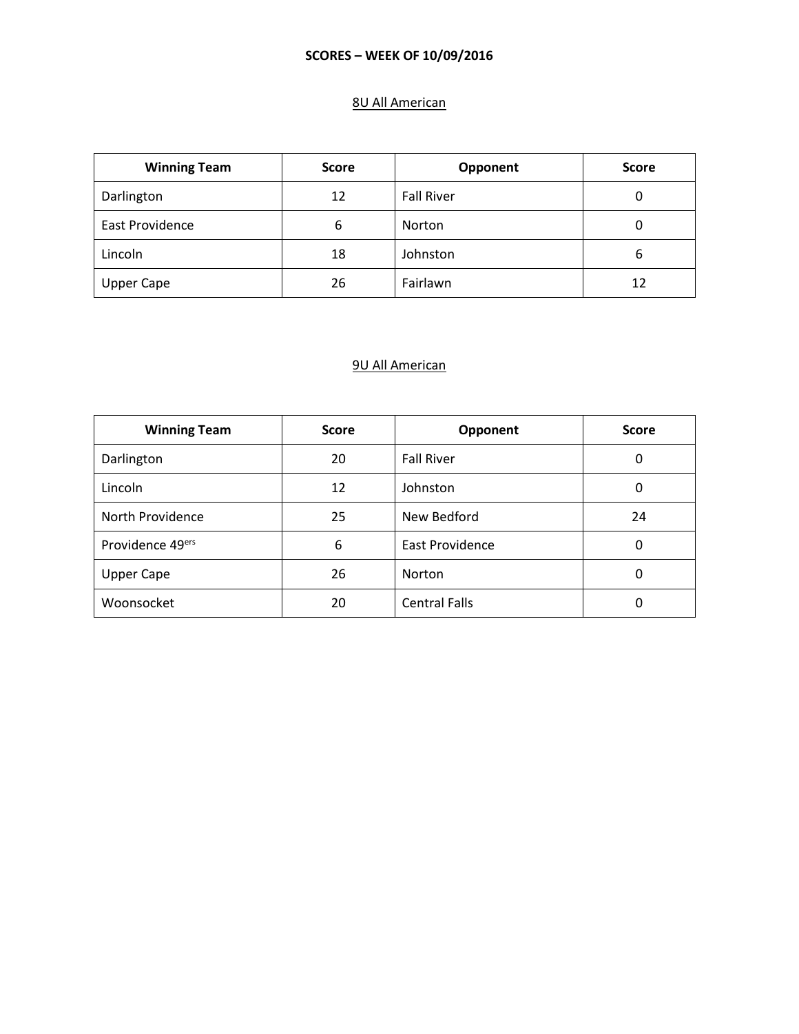# SCORES – WEEK OF 10/09/2016

## 8U All American

| Winning Team | Score | Opponent | Score |
|---|---|---|---|
| Darlington | 12 | Fall River | 0 |
| East Providence | 6 | Norton | 0 |
| Lincoln | 18 | Johnston | 6 |
| Upper Cape | 26 | Fairlawn | 12 |

## 9U All American

| Winning Team | Score | Opponent | Score |
|---|---|---|---|
| Darlington | 20 | Fall River | 0 |
| Lincoln | 12 | Johnston | 0 |
| North Providence | 25 | New Bedford | 24 |
| Providence 49ers | 6 | East Providence | 0 |
| Upper Cape | 26 | Norton | 0 |
| Woonsocket | 20 | Central Falls | 0 |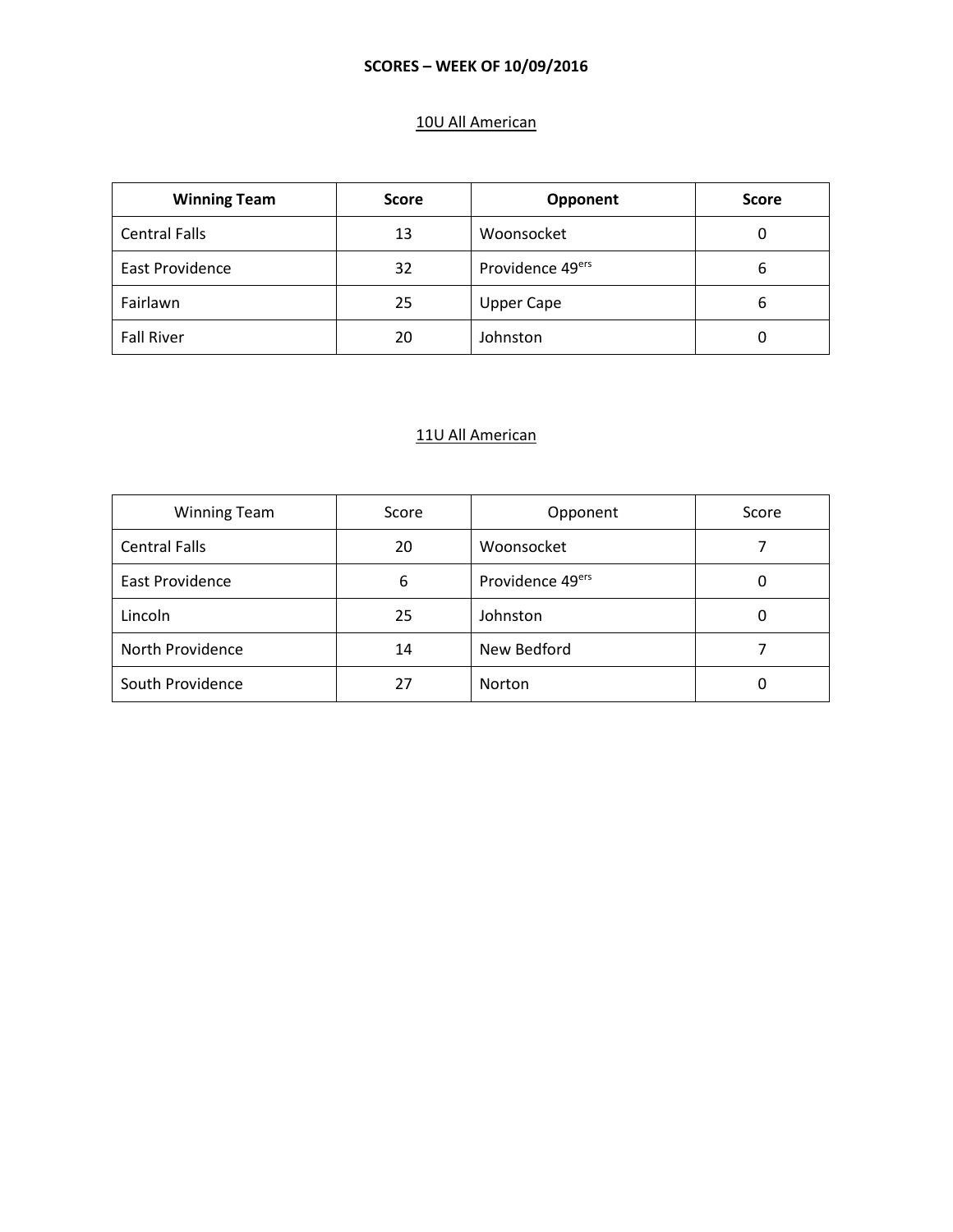**SCORES – WEEK OF 10/09/2016**

10U All American

| **Winning Team** | **Score** | **Opponent** | **Score** |
|---|---|---|---|
| Central Falls | 13 | Woonsocket | 0 |
| East Providence | 32 | Providence 49ers | 6 |
| Fairlawn | 25 | Upper Cape | 6 |
| Fall River | 20 | Johnston | 0 |

11U All American

| Winning Team | Score | Opponent | Score |
|---|---|---|---|
| Central Falls | 20 | Woonsocket | 7 |
| East Providence | 6 | Providence 49ers | 0 |
| Lincoln | 25 | Johnston | 0 |
| North Providence | 14 | New Bedford | 7 |
| South Providence | 27 | Norton | 0 |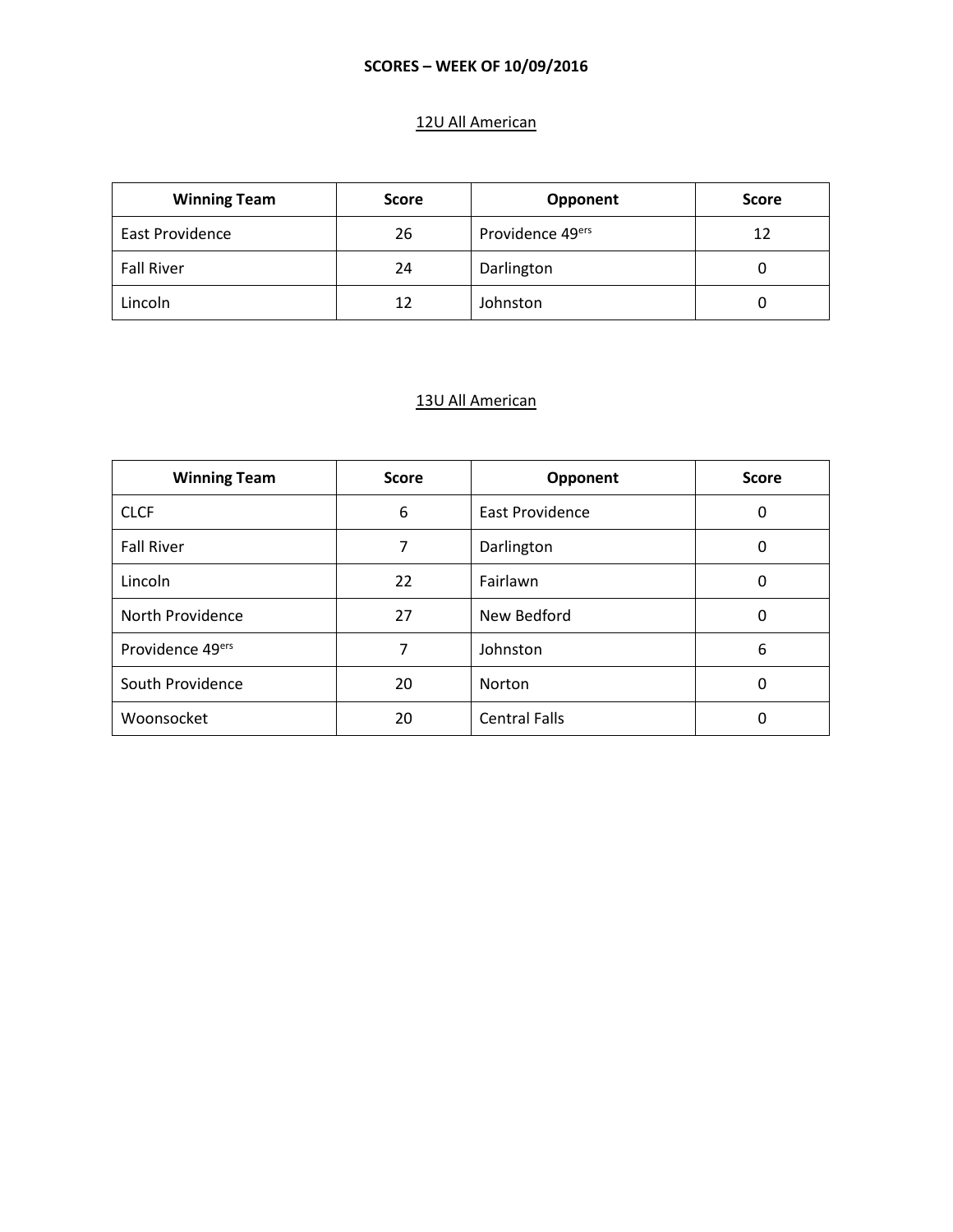**SCORES – WEEK OF 10/09/2016**

12U All American

| Winning Team | Score | Opponent | Score |
|---|---|---|---|
| East Providence | 26 | Providence 49ers | 12 |
| Fall River | 24 | Darlington | 0 |
| Lincoln | 12 | Johnston | 0 |

13U All American

| Winning Team | Score | Opponent | Score |
|---|---|---|---|
| CLCF | 6 | East Providence | 0 |
| Fall River | 7 | Darlington | 0 |
| Lincoln | 22 | Fairlawn | 0 |
| North Providence | 27 | New Bedford | 0 |
| Providence 49ers | 7 | Johnston | 6 |
| South Providence | 20 | Norton | 0 |
| Woonsocket | 20 | Central Falls | 0 |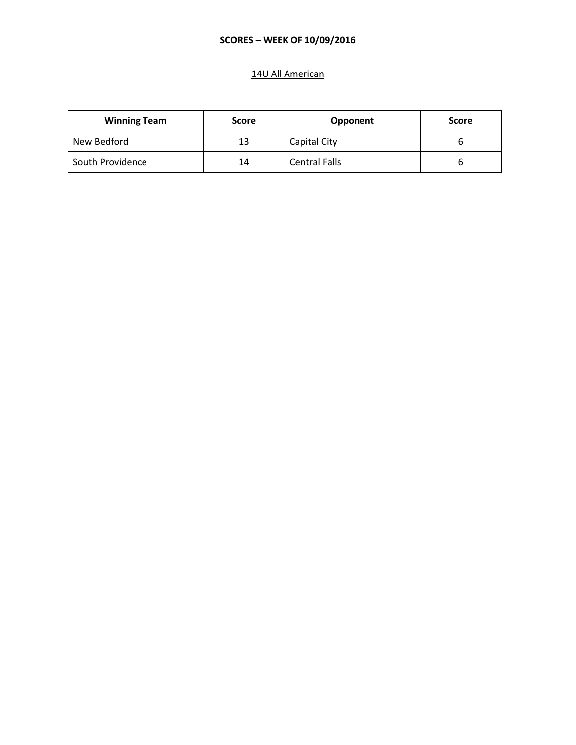**SCORES – WEEK OF 10/09/2016**

14U All American

| Winning Team | Score | Opponent | Score |
|---|---|---|---|
| New Bedford | 13 | Capital City | 6 |
| South Providence | 14 | Central Falls | 6 |